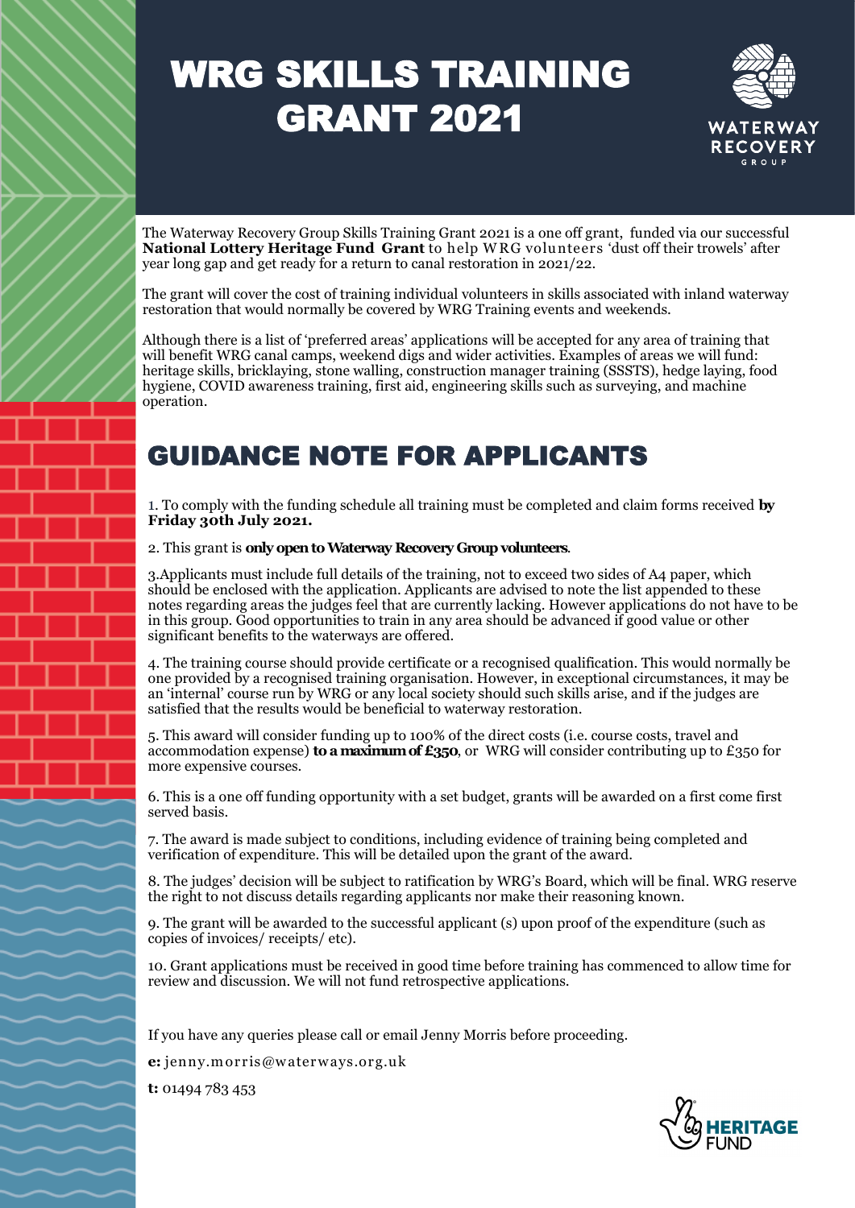# WRG SKILLS TRAINING GRANT 2021

The Waterway Recovery Group Skills Training Grant 2021 is a one off grant, funded via our successful **National Lottery Heritage Fund Grant** to help WRG volunteers 'dust off their trowels' after year long gap and get ready for a return to canal restoration in 2021/22.

The grant will cover the cost of training individual volunteers in skills associated with inland waterway restoration that would normally be covered by WRG Training events and weekends.

Although there is a list of 'preferred areas' applications will be accepted for any area of training that will benefit WRG canal camps, weekend digs and wider activities. Examples of areas we will fund: heritage skills, bricklaying, stone walling, construction manager training (SSSTS), hedge laying, food hygiene, COVID awareness training, first aid, engineering skills such as surveying, and machine operation.

## GUIDANCE NOTE FOR APPLICANTS

1. To comply with the funding schedule all training must be completed and claim forms received **by Friday 30th July 2021.**

2. This grant is **only open to Waterway Recovery Group volunteers**.

3. Applicants must include full details of the training, not to exceed two sides of A4 paper, which should be enclosed with the application. Applicants are advised to note the list appended to these notes regarding areas the judges feel that are currently lacking. However applications do not have to be in this group. Good opportunities to train in any area should be advanced if good value or other significant benefits to the waterways are offered.

4. The training course should provide certificate or a recognised qualification. This would normally be one provided by a recognised training organisation. However, in exceptional circumstances, it may be an 'internal' course run by WRG or any local society should such skills arise, and if the judges are satisfied that the results would be beneficial to waterway restoration.

5. This award will consider funding up to 100% of the direct costs (i.e. course costs, travel and accommodation expense) **to a maximum of £350**, or WRG will consider contributing up to £350 for more expensive courses.

6. This is a one off funding opportunity with a set budget, grants will be awarded on a first come first served basis.

7. The award is made subject to conditions, including evidence of training being completed and verification of expenditure. This will be detailed upon the grant of the award.

8. The judges' decision will be subject to ratification by WRG's Board, which will be final. WRG reserve the right to not discuss details regarding applicants nor make their reasoning known.

9. The grant will be awarded to the successful applicant (s) upon proof of the expenditure (such as copies of invoices/ receipts/ etc).

10. Grant applications must be received in good time before training has commenced to allow time for review and discussion. We will not fund retrospective applications.

If you have any queries please call or email Jenny Morris before proceeding.

**e:** jenny.morris@waterways.org.uk

**t:** 01494 783 453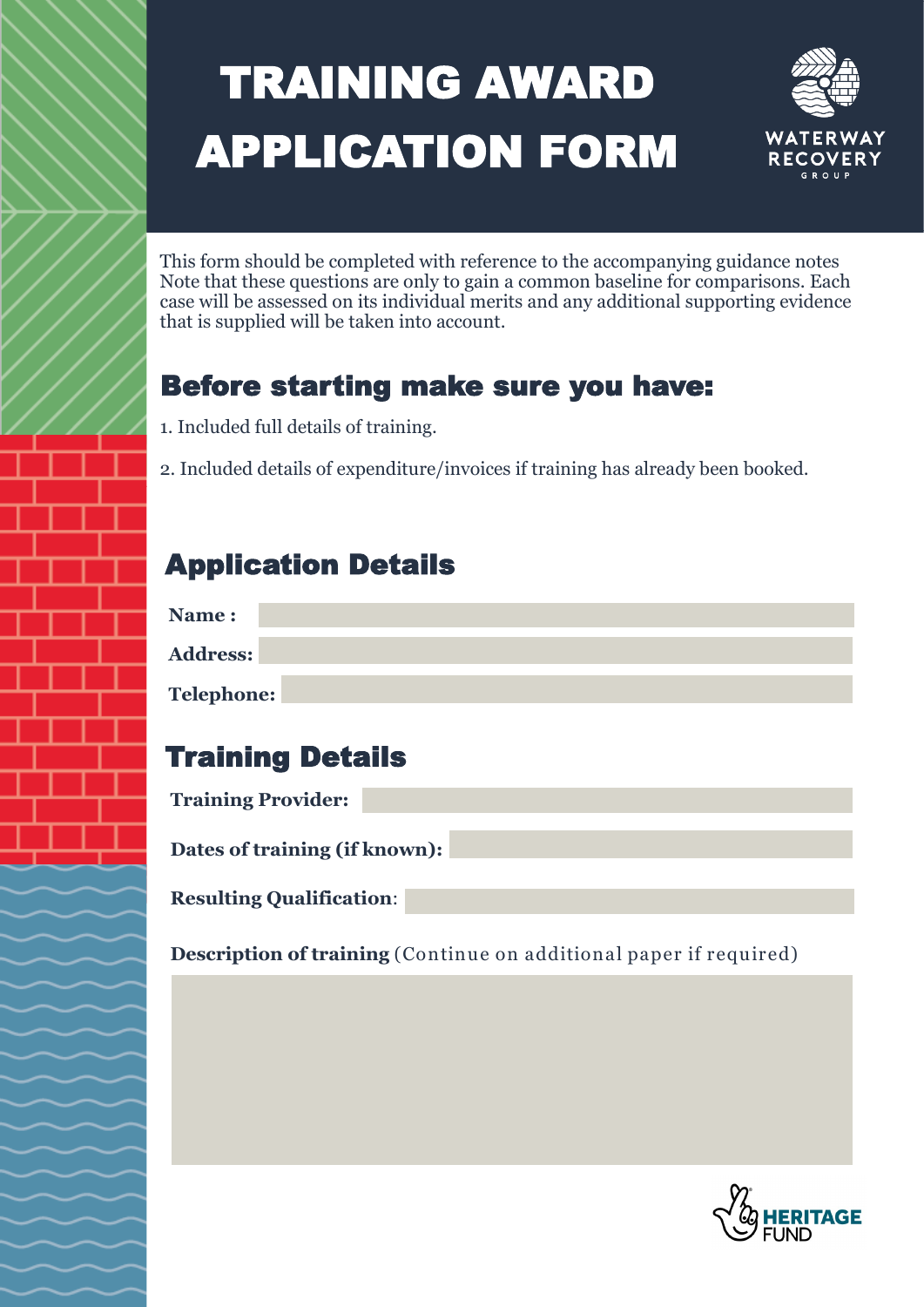# TRAINING AWARD APPLICATION FORM

WATERWAY RECOVERY GROUP

This form should be completed with reference to the accompanying guidance notes Note that these questions are only to gain a common baseline for comparisons. Each case will be assessed on its individual merits and any additional supporting evidence that is supplied will be taken into account.

## Before starting make sure you have:

1. Included full details of training.

2. Included details of expenditure/invoices if training has already been booked.

## Application Details

**Name :**

**Address:**

**Telephone:**

## Training Details

**Training Provider:**

**Dates of training (if known):**

**Resulting Qualification**:

**Description of training** (Continue on additional paper if required)

HERITAGE FUND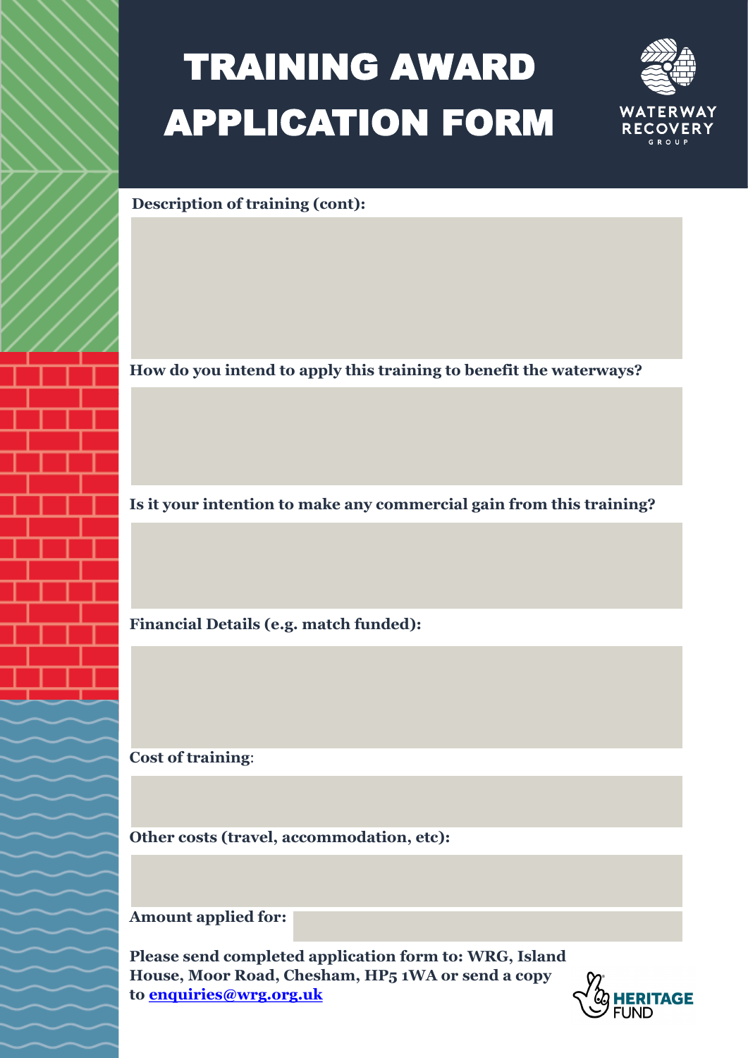# TRAINING AWARD APPLICATION FORM

WATERWAY RECOVERY GROUP

**Description of training (cont):**

**How do you intend to apply this training to benefit the waterways?**

**Is it your intention to make any commercial gain from this training?**

**Financial Details (e.g. match funded):**

**Cost of training**:

**Other costs (travel, accommodation, etc):**

**Amount applied for:**

**Please send completed application form to: WRG, Island House, Moor Road, Chesham, HP5 1WA or send a copy to [enquiries@wrg.org.uk](mailto:enquiries@wrg.org.uk)**

HERITAGE FUND